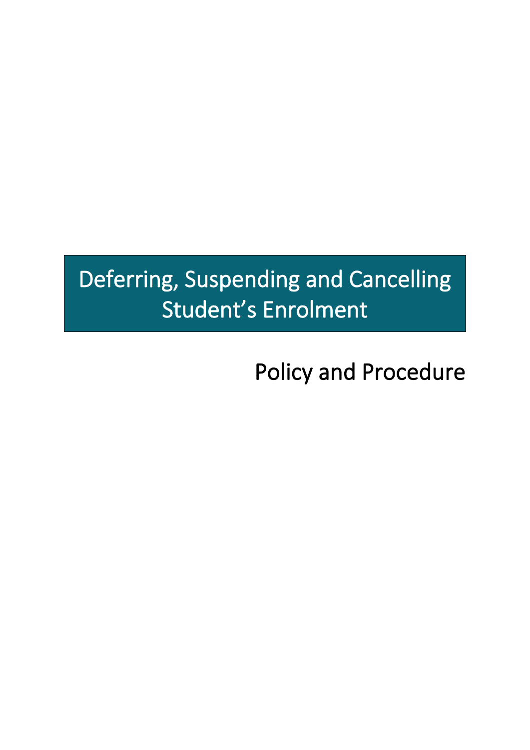# Deferring, Suspending and Cancelling Student's Enrolment

## Policy and Procedure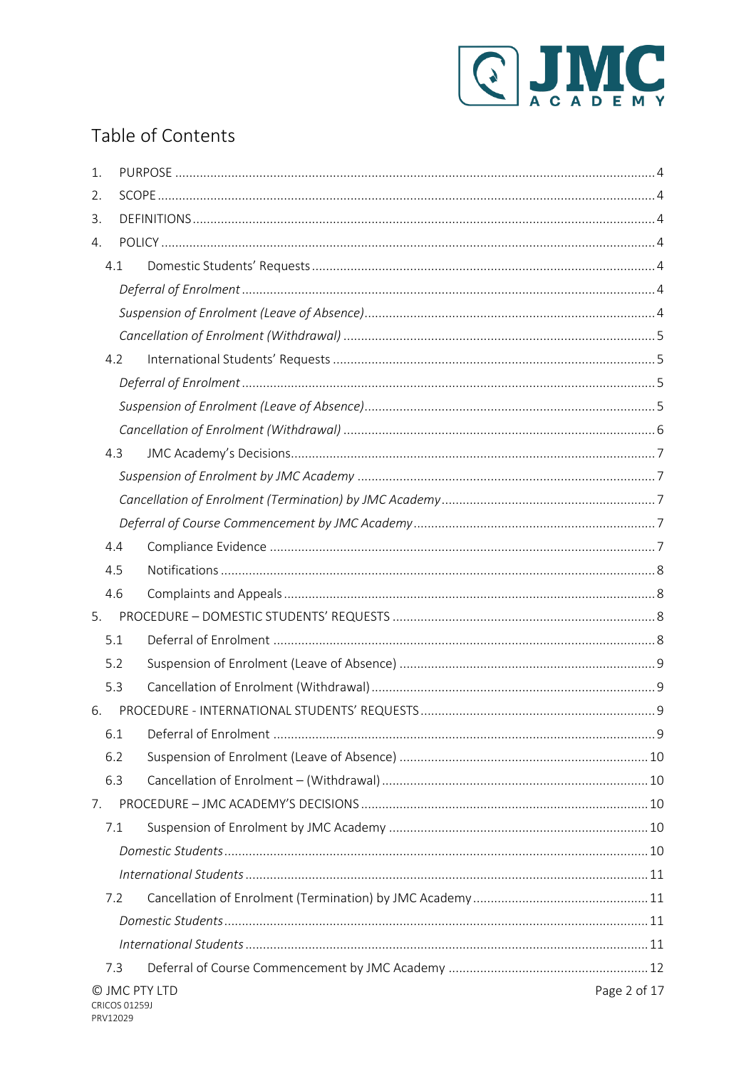## Table of Contents

1. PURPOSE ..... 4
2. SCOPE ..... 4
3. DEFINITIONS ..... 4
4. POLICY ..... 4
   - 4.1 Domestic Students' Requests ..... 4
     - *Deferral of Enrolment* ..... 4
     - *Suspension of Enrolment (Leave of Absence)* ..... 4
     - *Cancellation of Enrolment (Withdrawal)* ..... 5
   - 4.2 International Students' Requests ..... 5
     - *Deferral of Enrolment* ..... 5
     - *Suspension of Enrolment (Leave of Absence)* ..... 5
     - *Cancellation of Enrolment (Withdrawal)* ..... 6
   - 4.3 JMC Academy's Decisions ..... 7
     - *Suspension of Enrolment by JMC Academy* ..... 7
     - *Cancellation of Enrolment (Termination) by JMC Academy* ..... 7
     - *Deferral of Course Commencement by JMC Academy* ..... 7
   - 4.4 Compliance Evidence ..... 7
   - 4.5 Notifications ..... 8
   - 4.6 Complaints and Appeals ..... 8
5. PROCEDURE – DOMESTIC STUDENTS' REQUESTS ..... 8
   - 5.1 Deferral of Enrolment ..... 8
   - 5.2 Suspension of Enrolment (Leave of Absence) ..... 9
   - 5.3 Cancellation of Enrolment (Withdrawal) ..... 9
6. PROCEDURE - INTERNATIONAL STUDENTS' REQUESTS ..... 9
   - 6.1 Deferral of Enrolment ..... 9
   - 6.2 Suspension of Enrolment (Leave of Absence) ..... 10
   - 6.3 Cancellation of Enrolment – (Withdrawal) ..... 10
7. PROCEDURE – JMC ACADEMY'S DECISIONS ..... 10
   - 7.1 Suspension of Enrolment by JMC Academy ..... 10
     - *Domestic Students* ..... 10
     - *International Students* ..... 11
   - 7.2 Cancellation of Enrolment (Termination) by JMC Academy ..... 11
     - *Domestic Students* ..... 11
     - *International Students* ..... 11
   - 7.3 Deferral of Course Commencement by JMC Academy ..... 12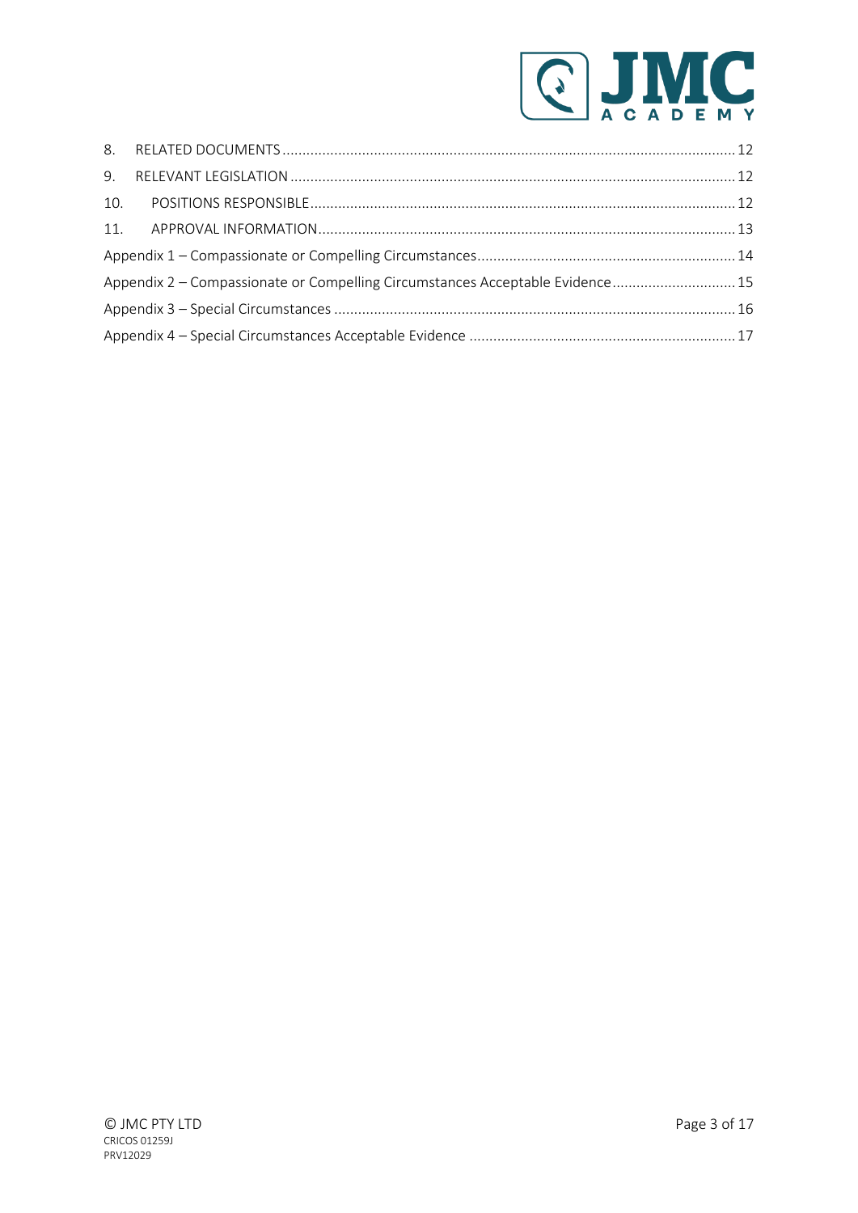8. RELATED DOCUMENTS .......... 12
9. RELEVANT LEGISLATION .......... 12
10. POSITIONS RESPONSIBLE .......... 12
11. APPROVAL INFORMATION .......... 13

Appendix 1 – Compassionate or Compelling Circumstances .......... 14
Appendix 2 – Compassionate or Compelling Circumstances Acceptable Evidence .......... 15
Appendix 3 – Special Circumstances .......... 16
Appendix 4 – Special Circumstances Acceptable Evidence .......... 17

© JMC PTY LTD
CRICOS 01259J
PRV12029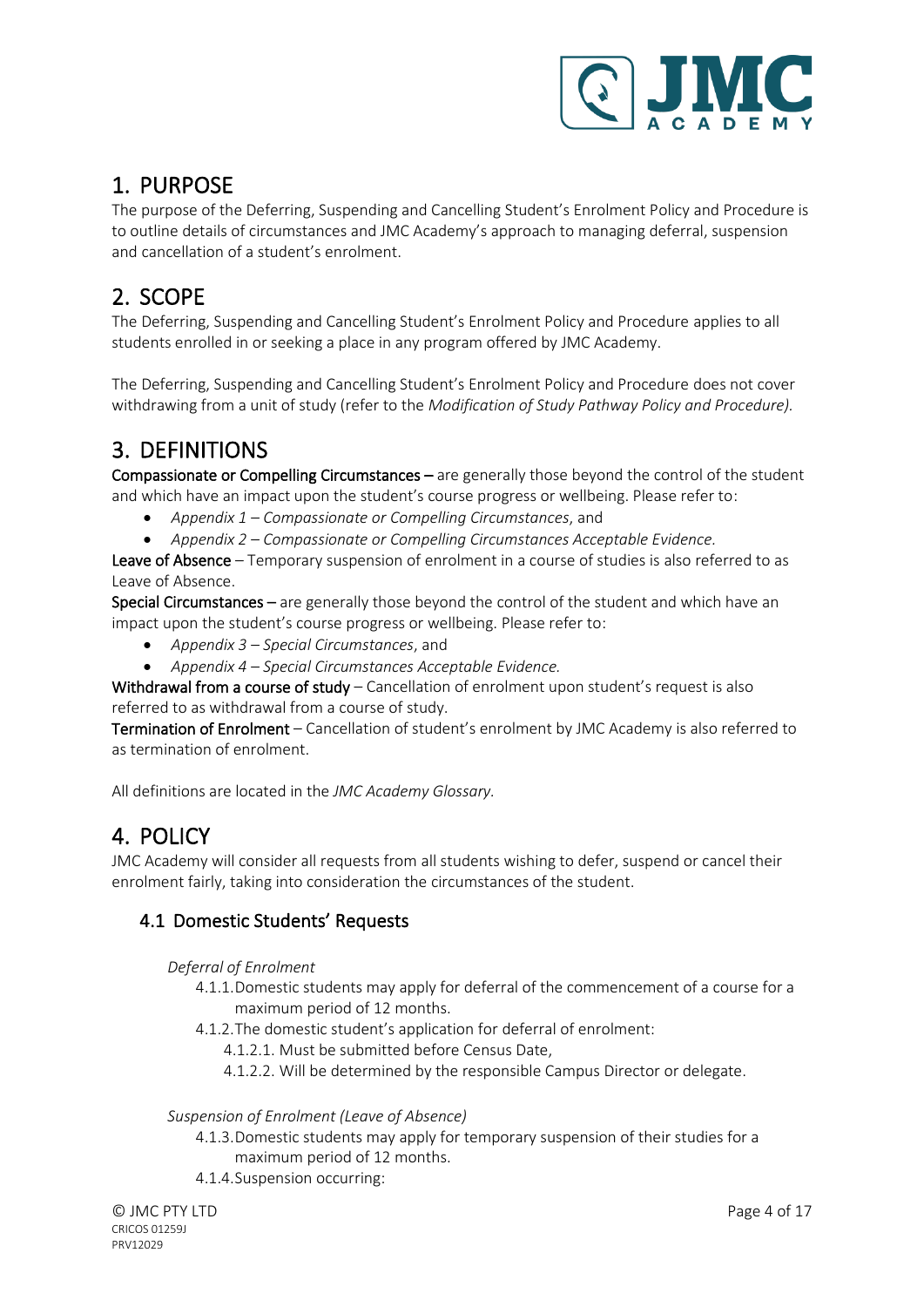# 1. PURPOSE

The purpose of the Deferring, Suspending and Cancelling Student's Enrolment Policy and Procedure is to outline details of circumstances and JMC Academy's approach to managing deferral, suspension and cancellation of a student's enrolment.

# 2. SCOPE

The Deferring, Suspending and Cancelling Student's Enrolment Policy and Procedure applies to all students enrolled in or seeking a place in any program offered by JMC Academy.

The Deferring, Suspending and Cancelling Student's Enrolment Policy and Procedure does not cover withdrawing from a unit of study (refer to the *Modification of Study Pathway Policy and Procedure).*

# 3. DEFINITIONS

**Compassionate or Compelling Circumstances –** are generally those beyond the control of the student and which have an impact upon the student's course progress or wellbeing. Please refer to:

- *Appendix 1 – Compassionate or Compelling Circumstances*, and
- *Appendix 2 – Compassionate or Compelling Circumstances Acceptable Evidence.*

**Leave of Absence** – Temporary suspension of enrolment in a course of studies is also referred to as Leave of Absence.

**Special Circumstances –** are generally those beyond the control of the student and which have an impact upon the student's course progress or wellbeing. Please refer to:

- *Appendix 3 – Special Circumstances*, and
- *Appendix 4 – Special Circumstances Acceptable Evidence.*

**Withdrawal from a course of study** – Cancellation of enrolment upon student's request is also referred to as withdrawal from a course of study.

**Termination of Enrolment** – Cancellation of student's enrolment by JMC Academy is also referred to as termination of enrolment.

All definitions are located in the *JMC Academy Glossary.*

# 4. POLICY

JMC Academy will consider all requests from all students wishing to defer, suspend or cancel their enrolment fairly, taking into consideration the circumstances of the student.

## 4.1 Domestic Students' Requests

*Deferral of Enrolment*

4.1.1. Domestic students may apply for deferral of the commencement of a course for a maximum period of 12 months.

4.1.2. The domestic student's application for deferral of enrolment:

4.1.2.1. Must be submitted before Census Date,

4.1.2.2. Will be determined by the responsible Campus Director or delegate.

*Suspension of Enrolment (Leave of Absence)*

4.1.3. Domestic students may apply for temporary suspension of their studies for a maximum period of 12 months.

4.1.4. Suspension occurring: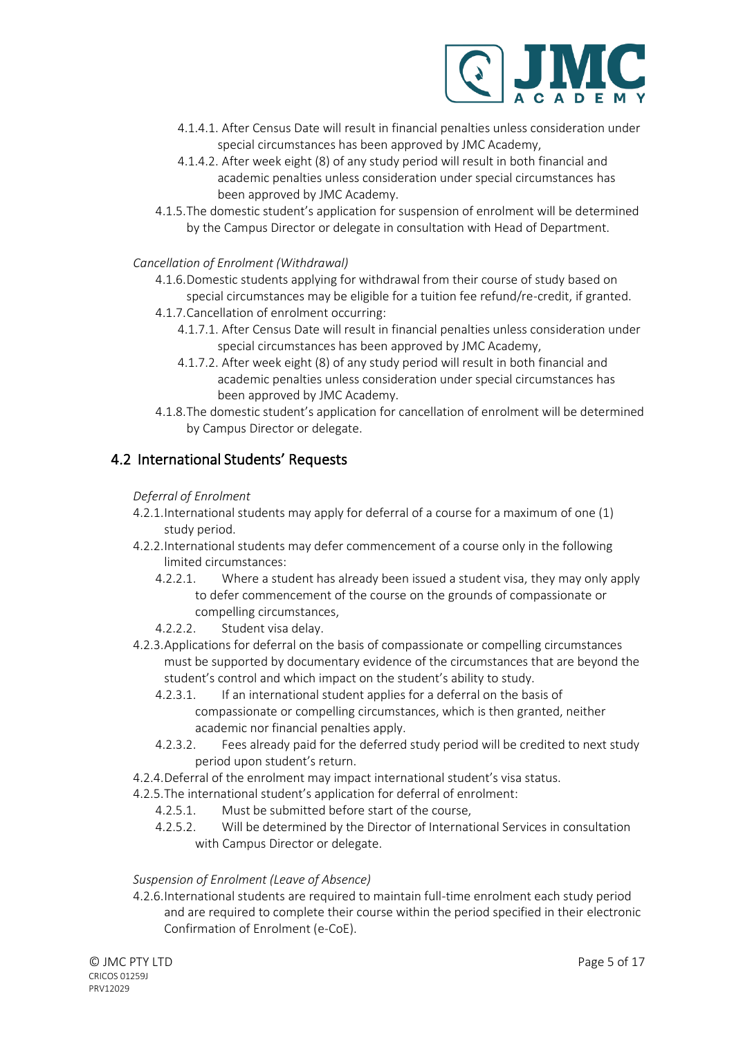- 4.1.4.1. After Census Date will result in financial penalties unless consideration under special circumstances has been approved by JMC Academy,
- 4.1.4.2. After week eight (8) of any study period will result in both financial and academic penalties unless consideration under special circumstances has been approved by JMC Academy.

4.1.5. The domestic student's application for suspension of enrolment will be determined by the Campus Director or delegate in consultation with Head of Department.

*Cancellation of Enrolment (Withdrawal)*

4.1.6. Domestic students applying for withdrawal from their course of study based on special circumstances may be eligible for a tuition fee refund/re-credit, if granted.

4.1.7. Cancellation of enrolment occurring:

- 4.1.7.1. After Census Date will result in financial penalties unless consideration under special circumstances has been approved by JMC Academy,
- 4.1.7.2. After week eight (8) of any study period will result in both financial and academic penalties unless consideration under special circumstances has been approved by JMC Academy.

4.1.8. The domestic student's application for cancellation of enrolment will be determined by Campus Director or delegate.

## 4.2 International Students' Requests

*Deferral of Enrolment*

4.2.1. International students may apply for deferral of a course for a maximum of one (1) study period.

4.2.2. International students may defer commencement of a course only in the following limited circumstances:

- 4.2.2.1. Where a student has already been issued a student visa, they may only apply to defer commencement of the course on the grounds of compassionate or compelling circumstances,
- 4.2.2.2. Student visa delay.

4.2.3. Applications for deferral on the basis of compassionate or compelling circumstances must be supported by documentary evidence of the circumstances that are beyond the student's control and which impact on the student's ability to study.

- 4.2.3.1. If an international student applies for a deferral on the basis of compassionate or compelling circumstances, which is then granted, neither academic nor financial penalties apply.
- 4.2.3.2. Fees already paid for the deferred study period will be credited to next study period upon student's return.

4.2.4. Deferral of the enrolment may impact international student's visa status.

4.2.5. The international student's application for deferral of enrolment:

- 4.2.5.1. Must be submitted before start of the course,
- 4.2.5.2. Will be determined by the Director of International Services in consultation with Campus Director or delegate.

*Suspension of Enrolment (Leave of Absence)*

4.2.6. International students are required to maintain full-time enrolment each study period and are required to complete their course within the period specified in their electronic Confirmation of Enrolment (e-CoE).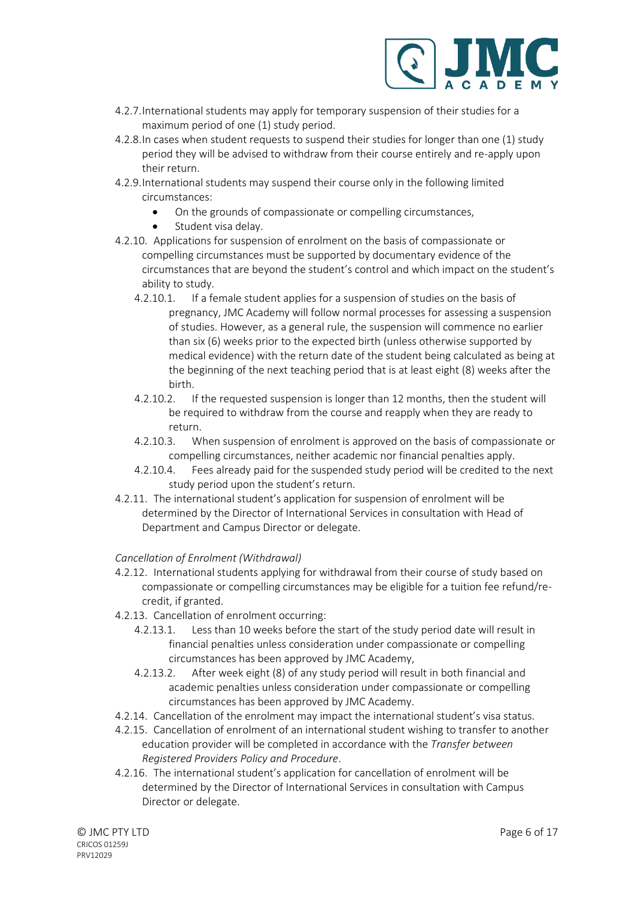4.2.7. International students may apply for temporary suspension of their studies for a maximum period of one (1) study period.

4.2.8. In cases when student requests to suspend their studies for longer than one (1) study period they will be advised to withdraw from their course entirely and re-apply upon their return.

4.2.9. International students may suspend their course only in the following limited circumstances:

- On the grounds of compassionate or compelling circumstances,
- Student visa delay.

4.2.10. Applications for suspension of enrolment on the basis of compassionate or compelling circumstances must be supported by documentary evidence of the circumstances that are beyond the student's control and which impact on the student's ability to study.

4.2.10.1. If a female student applies for a suspension of studies on the basis of pregnancy, JMC Academy will follow normal processes for assessing a suspension of studies. However, as a general rule, the suspension will commence no earlier than six (6) weeks prior to the expected birth (unless otherwise supported by medical evidence) with the return date of the student being calculated as being at the beginning of the next teaching period that is at least eight (8) weeks after the birth.

4.2.10.2. If the requested suspension is longer than 12 months, then the student will be required to withdraw from the course and reapply when they are ready to return.

4.2.10.3. When suspension of enrolment is approved on the basis of compassionate or compelling circumstances, neither academic nor financial penalties apply.

4.2.10.4. Fees already paid for the suspended study period will be credited to the next study period upon the student's return.

4.2.11. The international student's application for suspension of enrolment will be determined by the Director of International Services in consultation with Head of Department and Campus Director or delegate.

*Cancellation of Enrolment (Withdrawal)*

4.2.12. International students applying for withdrawal from their course of study based on compassionate or compelling circumstances may be eligible for a tuition fee refund/re-credit, if granted.

4.2.13. Cancellation of enrolment occurring:

4.2.13.1. Less than 10 weeks before the start of the study period date will result in financial penalties unless consideration under compassionate or compelling circumstances has been approved by JMC Academy,

4.2.13.2. After week eight (8) of any study period will result in both financial and academic penalties unless consideration under compassionate or compelling circumstances has been approved by JMC Academy.

4.2.14. Cancellation of the enrolment may impact the international student's visa status.

4.2.15. Cancellation of enrolment of an international student wishing to transfer to another education provider will be completed in accordance with the *Transfer between Registered Providers Policy and Procedure*.

4.2.16. The international student's application for cancellation of enrolment will be determined by the Director of International Services in consultation with Campus Director or delegate.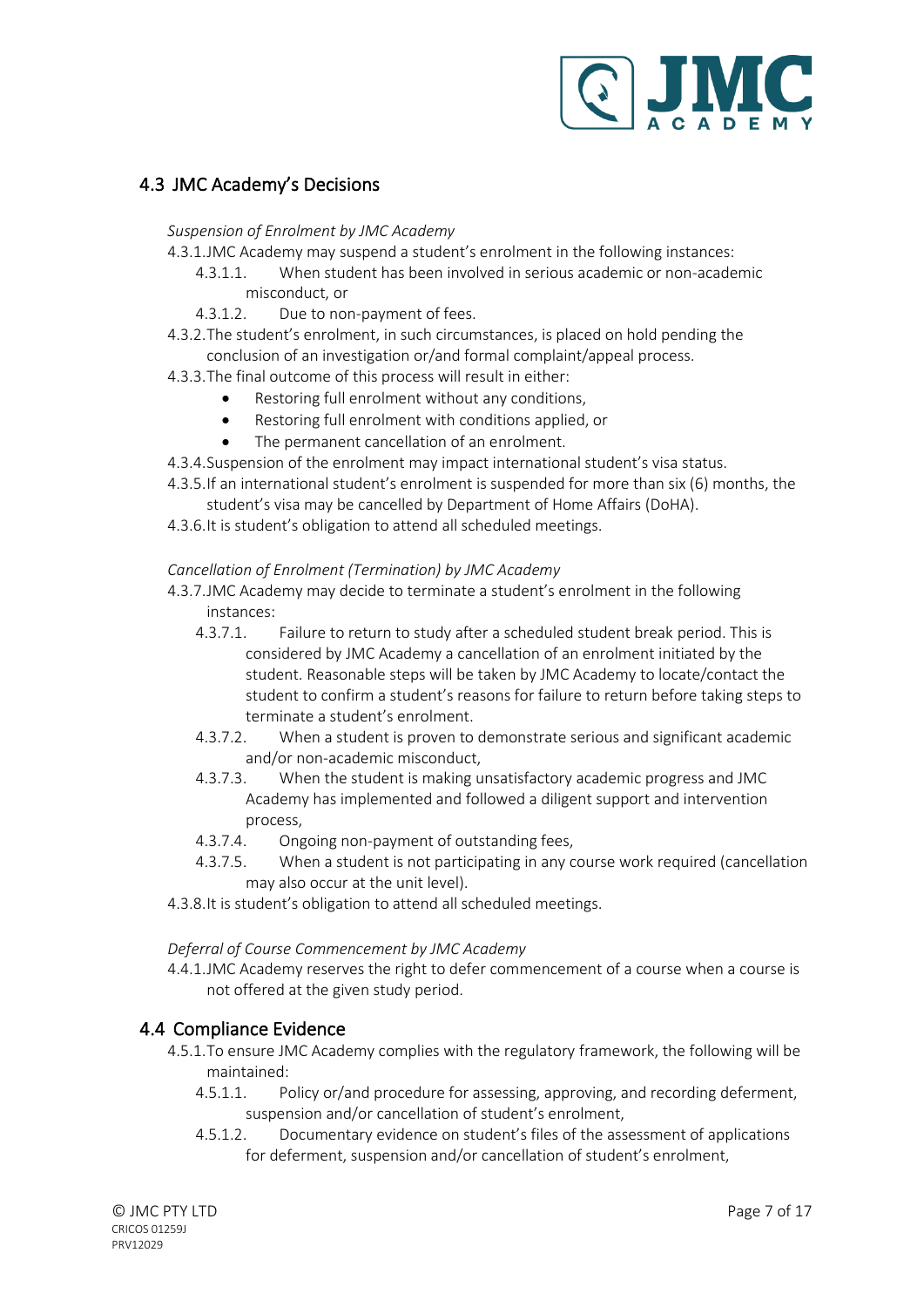## 4.3 JMC Academy's Decisions

*Suspension of Enrolment by JMC Academy*

4.3.1. JMC Academy may suspend a student's enrolment in the following instances:

- 4.3.1.1. When student has been involved in serious academic or non-academic misconduct, or
- 4.3.1.2. Due to non-payment of fees.

4.3.2. The student's enrolment, in such circumstances, is placed on hold pending the conclusion of an investigation or/and formal complaint/appeal process.

4.3.3. The final outcome of this process will result in either:

- Restoring full enrolment without any conditions,
- Restoring full enrolment with conditions applied, or
- The permanent cancellation of an enrolment.

4.3.4. Suspension of the enrolment may impact international student's visa status.

4.3.5. If an international student's enrolment is suspended for more than six (6) months, the student's visa may be cancelled by Department of Home Affairs (DoHA).

4.3.6. It is student's obligation to attend all scheduled meetings.

*Cancellation of Enrolment (Termination) by JMC Academy*

4.3.7. JMC Academy may decide to terminate a student's enrolment in the following instances:

- 4.3.7.1. Failure to return to study after a scheduled student break period. This is considered by JMC Academy a cancellation of an enrolment initiated by the student. Reasonable steps will be taken by JMC Academy to locate/contact the student to confirm a student's reasons for failure to return before taking steps to terminate a student's enrolment.
- 4.3.7.2. When a student is proven to demonstrate serious and significant academic and/or non-academic misconduct,
- 4.3.7.3. When the student is making unsatisfactory academic progress and JMC Academy has implemented and followed a diligent support and intervention process,
- 4.3.7.4. Ongoing non-payment of outstanding fees,
- 4.3.7.5. When a student is not participating in any course work required (cancellation may also occur at the unit level).

4.3.8. It is student's obligation to attend all scheduled meetings.

*Deferral of Course Commencement by JMC Academy*

4.4.1. JMC Academy reserves the right to defer commencement of a course when a course is not offered at the given study period.

## 4.4 Compliance Evidence

4.5.1. To ensure JMC Academy complies with the regulatory framework, the following will be maintained:

- 4.5.1.1. Policy or/and procedure for assessing, approving, and recording deferment, suspension and/or cancellation of student's enrolment,
- 4.5.1.2. Documentary evidence on student's files of the assessment of applications for deferment, suspension and/or cancellation of student's enrolment,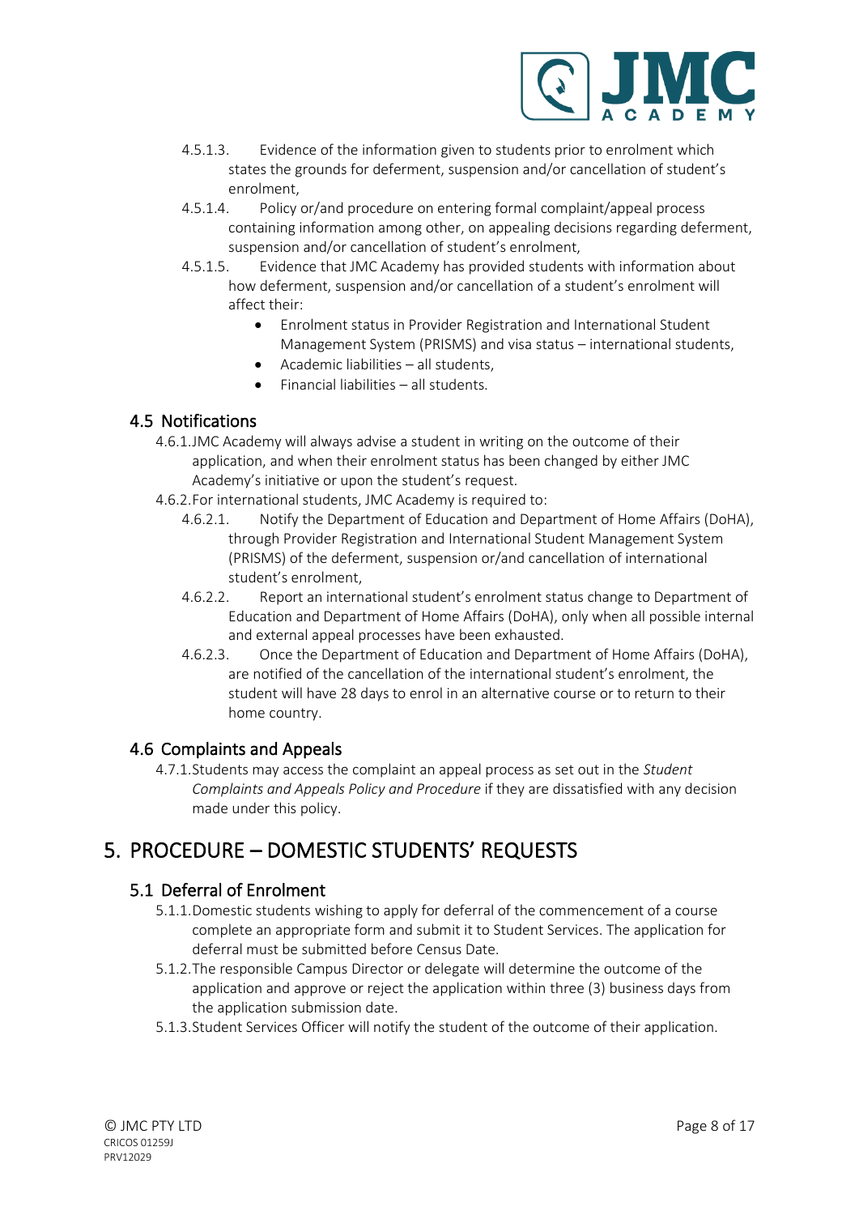4.5.1.3. Evidence of the information given to students prior to enrolment which states the grounds for deferment, suspension and/or cancellation of student's enrolment,

4.5.1.4. Policy or/and procedure on entering formal complaint/appeal process containing information among other, on appealing decisions regarding deferment, suspension and/or cancellation of student's enrolment,

4.5.1.5. Evidence that JMC Academy has provided students with information about how deferment, suspension and/or cancellation of a student's enrolment will affect their:

- Enrolment status in Provider Registration and International Student Management System (PRISMS) and visa status – international students,
- Academic liabilities – all students,
- Financial liabilities – all students.

### 4.5 Notifications

4.6.1. JMC Academy will always advise a student in writing on the outcome of their application, and when their enrolment status has been changed by either JMC Academy's initiative or upon the student's request.

4.6.2. For international students, JMC Academy is required to:

4.6.2.1. Notify the Department of Education and Department of Home Affairs (DoHA), through Provider Registration and International Student Management System (PRISMS) of the deferment, suspension or/and cancellation of international student's enrolment,

4.6.2.2. Report an international student's enrolment status change to Department of Education and Department of Home Affairs (DoHA), only when all possible internal and external appeal processes have been exhausted.

4.6.2.3. Once the Department of Education and Department of Home Affairs (DoHA), are notified of the cancellation of the international student's enrolment, the student will have 28 days to enrol in an alternative course or to return to their home country.

### 4.6 Complaints and Appeals

4.7.1. Students may access the complaint an appeal process as set out in the *Student Complaints and Appeals Policy and Procedure* if they are dissatisfied with any decision made under this policy.

## 5. PROCEDURE – DOMESTIC STUDENTS' REQUESTS

### 5.1 Deferral of Enrolment

5.1.1. Domestic students wishing to apply for deferral of the commencement of a course complete an appropriate form and submit it to Student Services. The application for deferral must be submitted before Census Date.

5.1.2. The responsible Campus Director or delegate will determine the outcome of the application and approve or reject the application within three (3) business days from the application submission date.

5.1.3. Student Services Officer will notify the student of the outcome of their application.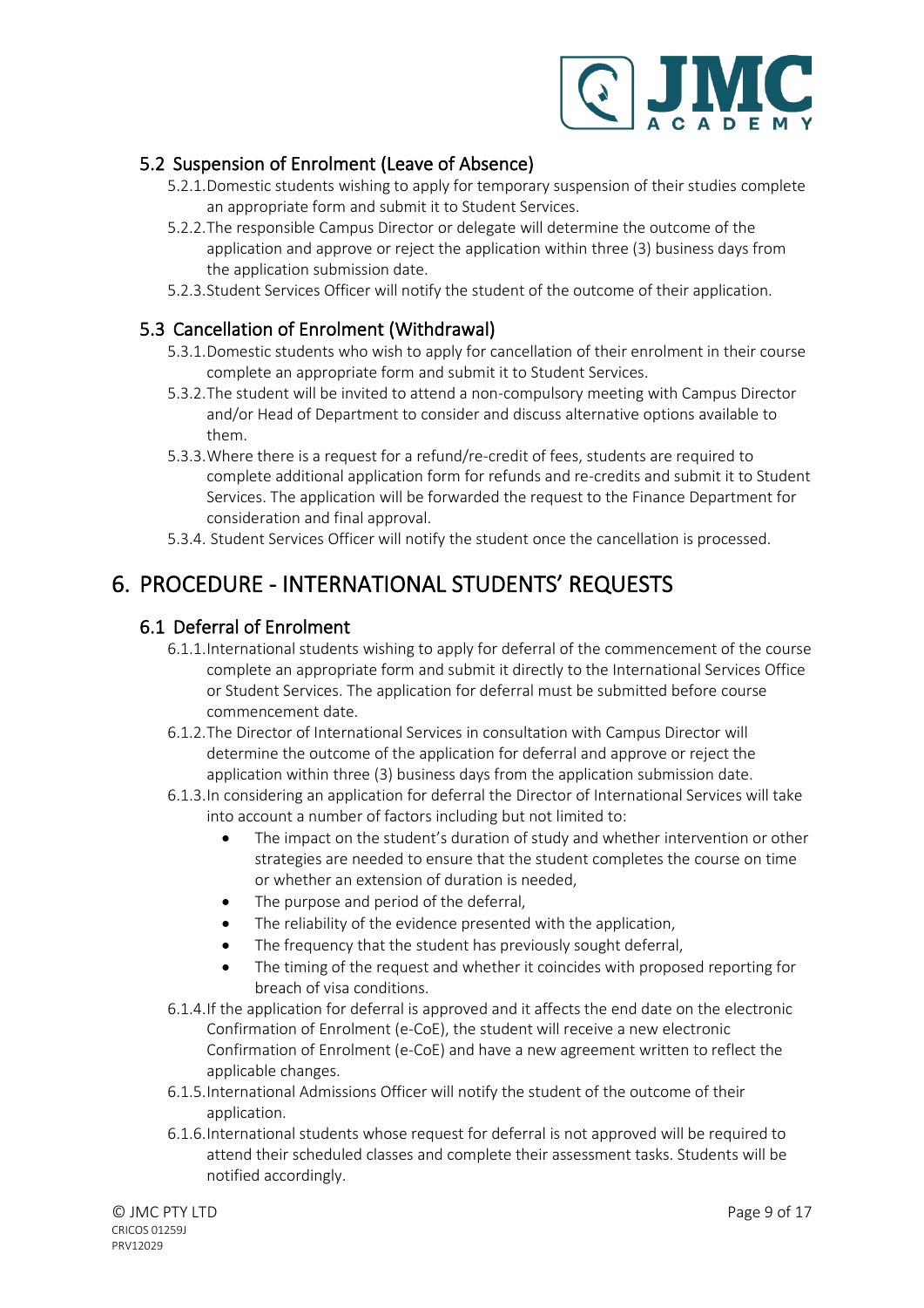### 5.2 Suspension of Enrolment (Leave of Absence)

5.2.1. Domestic students wishing to apply for temporary suspension of their studies complete an appropriate form and submit it to Student Services.

5.2.2. The responsible Campus Director or delegate will determine the outcome of the application and approve or reject the application within three (3) business days from the application submission date.

5.2.3. Student Services Officer will notify the student of the outcome of their application.

### 5.3 Cancellation of Enrolment (Withdrawal)

5.3.1. Domestic students who wish to apply for cancellation of their enrolment in their course complete an appropriate form and submit it to Student Services.

5.3.2. The student will be invited to attend a non-compulsory meeting with Campus Director and/or Head of Department to consider and discuss alternative options available to them.

5.3.3. Where there is a request for a refund/re-credit of fees, students are required to complete additional application form for refunds and re-credits and submit it to Student Services. The application will be forwarded the request to the Finance Department for consideration and final approval.

5.3.4. Student Services Officer will notify the student once the cancellation is processed.

## 6. PROCEDURE - INTERNATIONAL STUDENTS' REQUESTS

### 6.1 Deferral of Enrolment

6.1.1. International students wishing to apply for deferral of the commencement of the course complete an appropriate form and submit it directly to the International Services Office or Student Services. The application for deferral must be submitted before course commencement date.

6.1.2. The Director of International Services in consultation with Campus Director will determine the outcome of the application for deferral and approve or reject the application within three (3) business days from the application submission date.

6.1.3. In considering an application for deferral the Director of International Services will take into account a number of factors including but not limited to:

- The impact on the student's duration of study and whether intervention or other strategies are needed to ensure that the student completes the course on time or whether an extension of duration is needed,
- The purpose and period of the deferral,
- The reliability of the evidence presented with the application,
- The frequency that the student has previously sought deferral,
- The timing of the request and whether it coincides with proposed reporting for breach of visa conditions.

6.1.4. If the application for deferral is approved and it affects the end date on the electronic Confirmation of Enrolment (e-CoE), the student will receive a new electronic Confirmation of Enrolment (e-CoE) and have a new agreement written to reflect the applicable changes.

6.1.5. International Admissions Officer will notify the student of the outcome of their application.

6.1.6. International students whose request for deferral is not approved will be required to attend their scheduled classes and complete their assessment tasks. Students will be notified accordingly.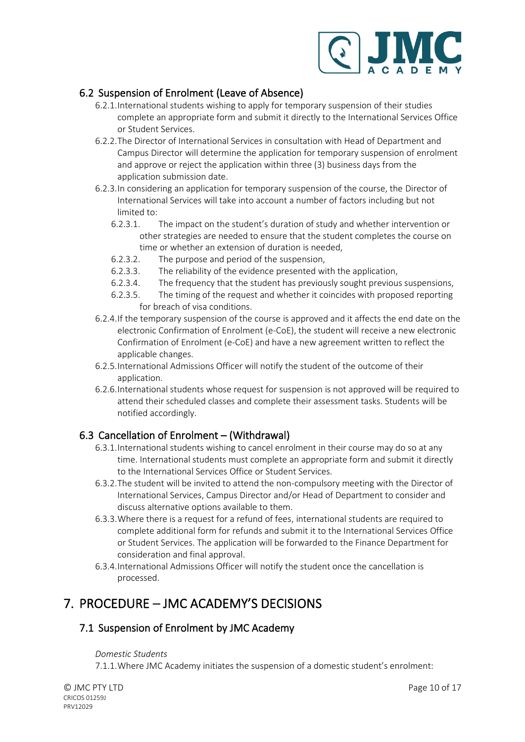## 6.2 Suspension of Enrolment (Leave of Absence)

6.2.1. International students wishing to apply for temporary suspension of their studies complete an appropriate form and submit it directly to the International Services Office or Student Services.

6.2.2. The Director of International Services in consultation with Head of Department and Campus Director will determine the application for temporary suspension of enrolment and approve or reject the application within three (3) business days from the application submission date.

6.2.3. In considering an application for temporary suspension of the course, the Director of International Services will take into account a number of factors including but not limited to:

- 6.2.3.1. The impact on the student's duration of study and whether intervention or other strategies are needed to ensure that the student completes the course on time or whether an extension of duration is needed,
- 6.2.3.2. The purpose and period of the suspension,
- 6.2.3.3. The reliability of the evidence presented with the application,
- 6.2.3.4. The frequency that the student has previously sought previous suspensions,
- 6.2.3.5. The timing of the request and whether it coincides with proposed reporting for breach of visa conditions.

6.2.4. If the temporary suspension of the course is approved and it affects the end date on the electronic Confirmation of Enrolment (e-CoE), the student will receive a new electronic Confirmation of Enrolment (e-CoE) and have a new agreement written to reflect the applicable changes.

6.2.5. International Admissions Officer will notify the student of the outcome of their application.

6.2.6. International students whose request for suspension is not approved will be required to attend their scheduled classes and complete their assessment tasks. Students will be notified accordingly.

## 6.3 Cancellation of Enrolment – (Withdrawal)

6.3.1. International students wishing to cancel enrolment in their course may do so at any time. International students must complete an appropriate form and submit it directly to the International Services Office or Student Services.

6.3.2. The student will be invited to attend the non-compulsory meeting with the Director of International Services, Campus Director and/or Head of Department to consider and discuss alternative options available to them.

6.3.3. Where there is a request for a refund of fees, international students are required to complete additional form for refunds and submit it to the International Services Office or Student Services. The application will be forwarded to the Finance Department for consideration and final approval.

6.3.4. International Admissions Officer will notify the student once the cancellation is processed.

# 7. PROCEDURE – JMC ACADEMY'S DECISIONS

## 7.1 Suspension of Enrolment by JMC Academy

*Domestic Students*

7.1.1. Where JMC Academy initiates the suspension of a domestic student's enrolment: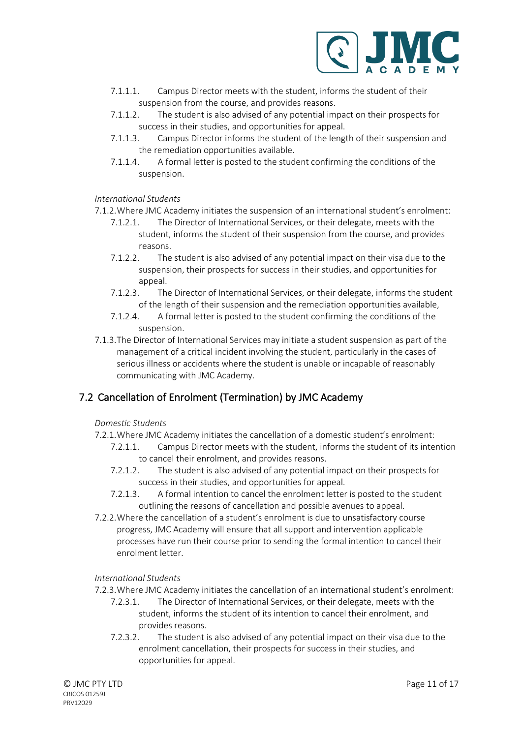- 7.1.1.1. Campus Director meets with the student, informs the student of their suspension from the course, and provides reasons.
- 7.1.1.2. The student is also advised of any potential impact on their prospects for success in their studies, and opportunities for appeal.
- 7.1.1.3. Campus Director informs the student of the length of their suspension and the remediation opportunities available.
- 7.1.1.4. A formal letter is posted to the student confirming the conditions of the suspension.

*International Students*

7.1.2. Where JMC Academy initiates the suspension of an international student's enrolment:

- 7.1.2.1. The Director of International Services, or their delegate, meets with the student, informs the student of their suspension from the course, and provides reasons.
- 7.1.2.2. The student is also advised of any potential impact on their visa due to the suspension, their prospects for success in their studies, and opportunities for appeal.
- 7.1.2.3. The Director of International Services, or their delegate, informs the student of the length of their suspension and the remediation opportunities available,
- 7.1.2.4. A formal letter is posted to the student confirming the conditions of the suspension.

7.1.3. The Director of International Services may initiate a student suspension as part of the management of a critical incident involving the student, particularly in the cases of serious illness or accidents where the student is unable or incapable of reasonably communicating with JMC Academy.

## 7.2 Cancellation of Enrolment (Termination) by JMC Academy

*Domestic Students*

7.2.1. Where JMC Academy initiates the cancellation of a domestic student's enrolment:

- 7.2.1.1. Campus Director meets with the student, informs the student of its intention to cancel their enrolment, and provides reasons.
- 7.2.1.2. The student is also advised of any potential impact on their prospects for success in their studies, and opportunities for appeal.
- 7.2.1.3. A formal intention to cancel the enrolment letter is posted to the student outlining the reasons of cancellation and possible avenues to appeal.

7.2.2. Where the cancellation of a student's enrolment is due to unsatisfactory course progress, JMC Academy will ensure that all support and intervention applicable processes have run their course prior to sending the formal intention to cancel their enrolment letter.

*International Students*

7.2.3. Where JMC Academy initiates the cancellation of an international student's enrolment:

- 7.2.3.1. The Director of International Services, or their delegate, meets with the student, informs the student of its intention to cancel their enrolment, and provides reasons.
- 7.2.3.2. The student is also advised of any potential impact on their visa due to the enrolment cancellation, their prospects for success in their studies, and opportunities for appeal.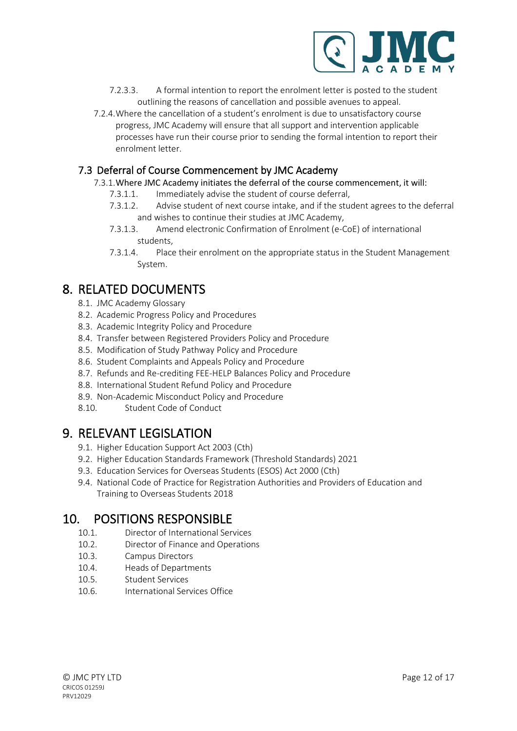7.2.3.3. A formal intention to report the enrolment letter is posted to the student outlining the reasons of cancellation and possible avenues to appeal.

7.2.4. Where the cancellation of a student's enrolment is due to unsatisfactory course progress, JMC Academy will ensure that all support and intervention applicable processes have run their course prior to sending the formal intention to report their enrolment letter.

### 7.3 Deferral of Course Commencement by JMC Academy

7.3.1. Where JMC Academy initiates the deferral of the course commencement, it will:

7.3.1.1. Immediately advise the student of course deferral,

7.3.1.2. Advise student of next course intake, and if the student agrees to the deferral and wishes to continue their studies at JMC Academy,

7.3.1.3. Amend electronic Confirmation of Enrolment (e-CoE) of international students,

7.3.1.4. Place their enrolment on the appropriate status in the Student Management System.

## 8. RELATED DOCUMENTS

8.1. JMC Academy Glossary
8.2. Academic Progress Policy and Procedures
8.3. Academic Integrity Policy and Procedure
8.4. Transfer between Registered Providers Policy and Procedure
8.5. Modification of Study Pathway Policy and Procedure
8.6. Student Complaints and Appeals Policy and Procedure
8.7. Refunds and Re-crediting FEE-HELP Balances Policy and Procedure
8.8. International Student Refund Policy and Procedure
8.9. Non-Academic Misconduct Policy and Procedure
8.10. Student Code of Conduct

## 9. RELEVANT LEGISLATION

9.1. Higher Education Support Act 2003 (Cth)
9.2. Higher Education Standards Framework (Threshold Standards) 2021
9.3. Education Services for Overseas Students (ESOS) Act 2000 (Cth)
9.4. National Code of Practice for Registration Authorities and Providers of Education and Training to Overseas Students 2018

## 10. POSITIONS RESPONSIBLE

10.1. Director of International Services
10.2. Director of Finance and Operations
10.3. Campus Directors
10.4. Heads of Departments
10.5. Student Services
10.6. International Services Office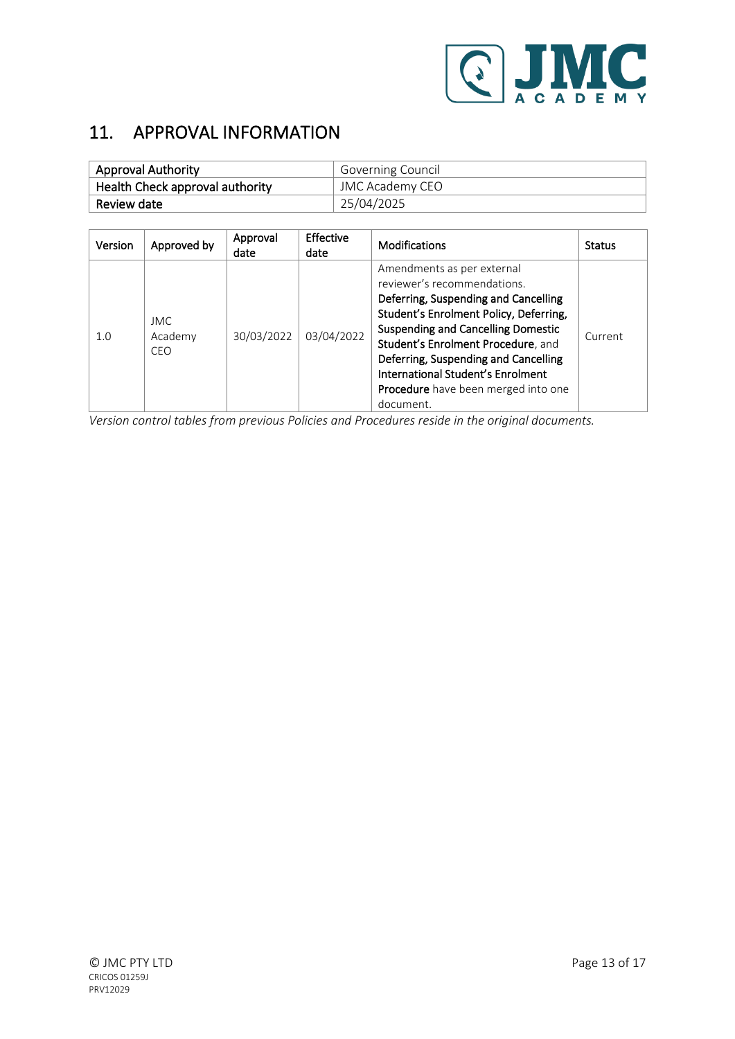## 11. APPROVAL INFORMATION

| Approval Authority | Governing Council |
|---|---|
| Health Check approval authority | JMC Academy CEO |
| Review date | 25/04/2025 |

| Version | Approved by | Approval date | Effective date | Modifications | Status |
|---|---|---|---|---|---|
| 1.0 | JMC Academy CEO | 30/03/2022 | 03/04/2022 | Amendments as per external reviewer's recommendations. **Deferring, Suspending and Cancelling Student's Enrolment Policy, Deferring, Suspending and Cancelling Domestic Student's Enrolment Procedure**, and **Deferring, Suspending and Cancelling International Student's Enrolment Procedure** have been merged into one document. | Current |

*Version control tables from previous Policies and Procedures reside in the original documents.*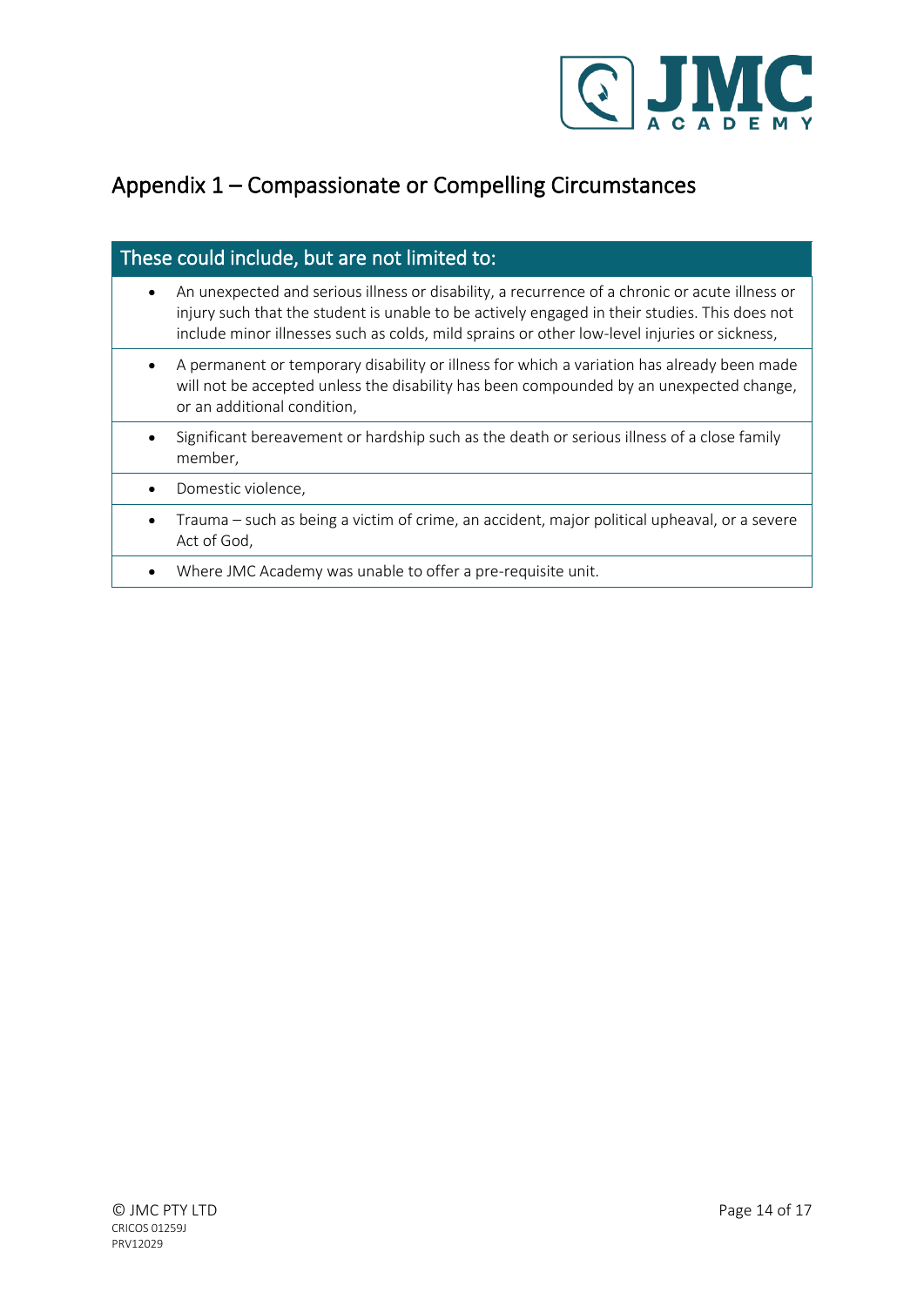## Appendix 1 – Compassionate or Compelling Circumstances

| These could include, but are not limited to: |
|---|
| • An unexpected and serious illness or disability, a recurrence of a chronic or acute illness or injury such that the student is unable to be actively engaged in their studies. This does not include minor illnesses such as colds, mild sprains or other low-level injuries or sickness, |
| • A permanent or temporary disability or illness for which a variation has already been made will not be accepted unless the disability has been compounded by an unexpected change, or an additional condition, |
| • Significant bereavement or hardship such as the death or serious illness of a close family member, |
| • Domestic violence, |
| • Trauma – such as being a victim of crime, an accident, major political upheaval, or a severe Act of God, |
| • Where JMC Academy was unable to offer a pre-requisite unit. |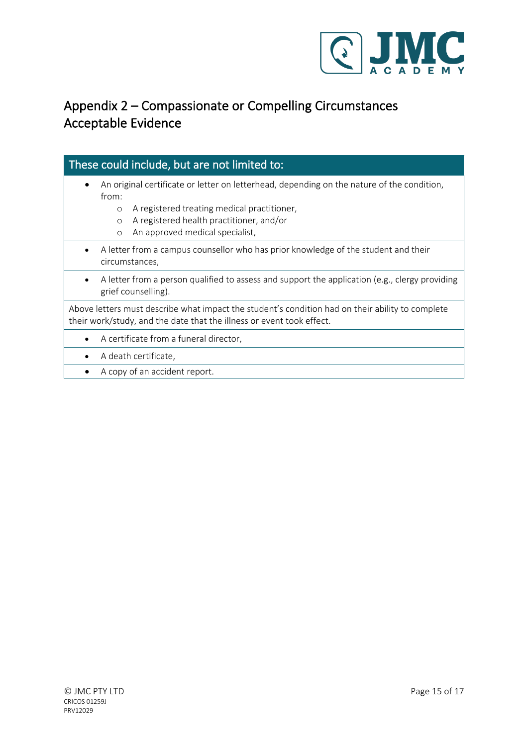# Appendix 2 – Compassionate or Compelling Circumstances Acceptable Evidence

| These could include, but are not limited to: |
|---|
| • An original certificate or letter on letterhead, depending on the nature of the condition, from:<br>  ○ A registered treating medical practitioner,<br>  ○ A registered health practitioner, and/or<br>  ○ An approved medical specialist, |
| • A letter from a campus counsellor who has prior knowledge of the student and their circumstances, |
| • A letter from a person qualified to assess and support the application (e.g., clergy providing grief counselling). |
| Above letters must describe what impact the student's condition had on their ability to complete their work/study, and the date that the illness or event took effect. |
| • A certificate from a funeral director, |
| • A death certificate, |
| • A copy of an accident report. |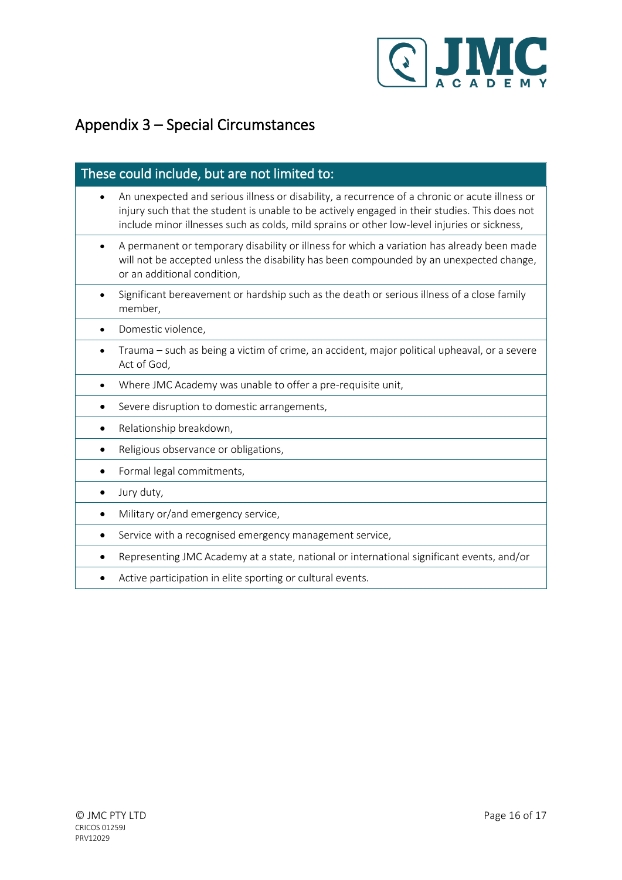# Appendix 3 – Special Circumstances

| These could include, but are not limited to: |
| --- |
| • An unexpected and serious illness or disability, a recurrence of a chronic or acute illness or injury such that the student is unable to be actively engaged in their studies. This does not include minor illnesses such as colds, mild sprains or other low-level injuries or sickness, |
| • A permanent or temporary disability or illness for which a variation has already been made will not be accepted unless the disability has been compounded by an unexpected change, or an additional condition, |
| • Significant bereavement or hardship such as the death or serious illness of a close family member, |
| • Domestic violence, |
| • Trauma – such as being a victim of crime, an accident, major political upheaval, or a severe Act of God, |
| • Where JMC Academy was unable to offer a pre-requisite unit, |
| • Severe disruption to domestic arrangements, |
| • Relationship breakdown, |
| • Religious observance or obligations, |
| • Formal legal commitments, |
| • Jury duty, |
| • Military or/and emergency service, |
| • Service with a recognised emergency management service, |
| • Representing JMC Academy at a state, national or international significant events, and/or |
| • Active participation in elite sporting or cultural events. |

© JMC PTY LTD
CRICOS 01259J
PRV12029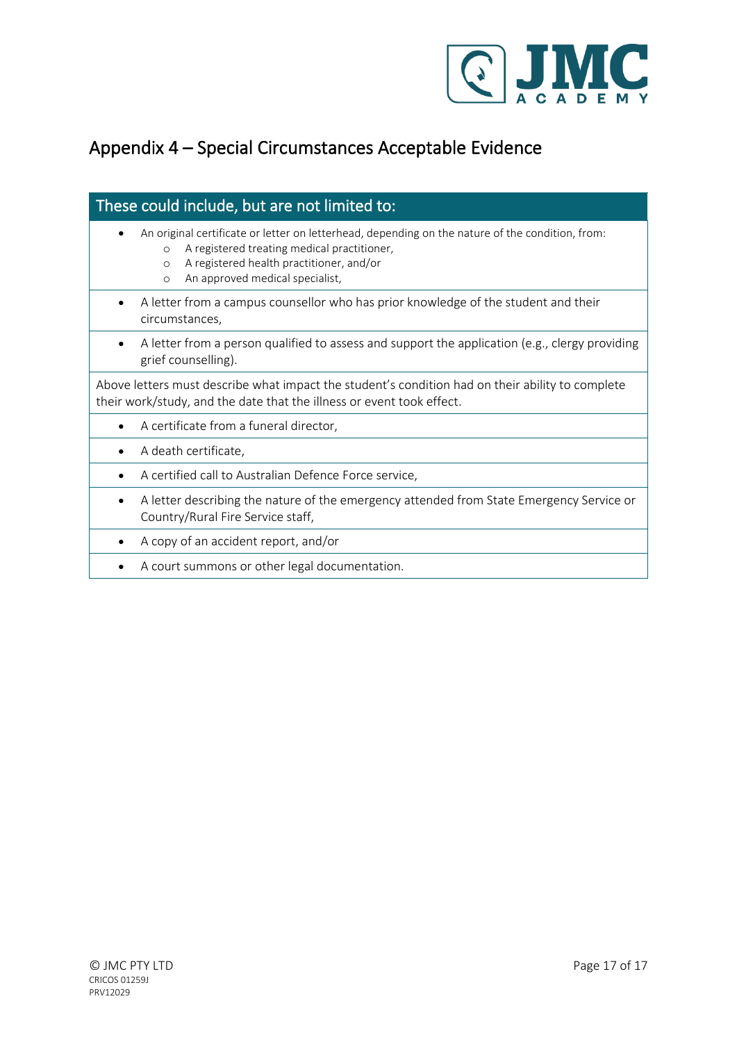## Appendix 4 – Special Circumstances Acceptable Evidence

| These could include, but are not limited to: |
| --- |
| • An original certificate or letter on letterhead, depending on the nature of the condition, from:<br>  ○ A registered treating medical practitioner,<br>  ○ A registered health practitioner, and/or<br>  ○ An approved medical specialist, |
| • A letter from a campus counsellor who has prior knowledge of the student and their circumstances, |
| • A letter from a person qualified to assess and support the application (e.g., clergy providing grief counselling). |
| Above letters must describe what impact the student's condition had on their ability to complete their work/study, and the date that the illness or event took effect. |
| • A certificate from a funeral director, |
| • A death certificate, |
| • A certified call to Australian Defence Force service, |
| • A letter describing the nature of the emergency attended from State Emergency Service or Country/Rural Fire Service staff, |
| • A copy of an accident report, and/or |
| • A court summons or other legal documentation. |

© JMC PTY LTD
CRICOS 01259J
PRV12029